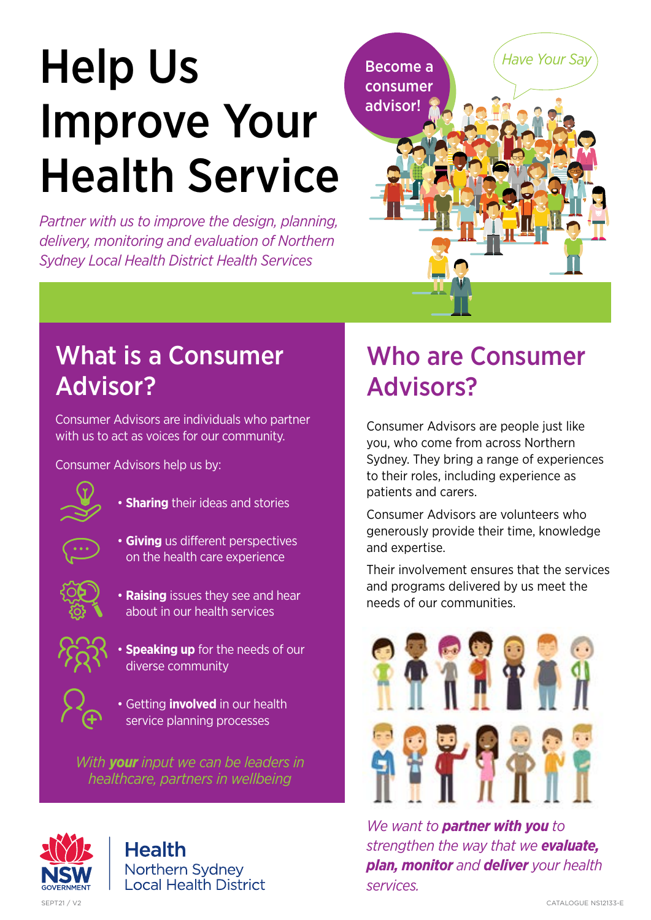# Help Us Improve Your Health Service

*Partner with us to improve the design, planning, delivery, monitoring and evaluation of Northern Sydney Local Health District Health Services*

Become a consumer advisor!

*Have Your Say*

## What is a Consumer Advisor?

Consumer Advisors are individuals who partner with us to act as voices for our community.

Consumer Advisors help us by:

- **Sharing** their ideas and stories
- **Giving** us different perspectives on the health care experience
- **Raising** issues they see and hear about in our health services
- **Speaking up** for the needs of our diverse community
- Getting **involved** in our health service planning processes

*With **your** input we can be leaders in healthcare, partners in wellbeing*

## Who are Consumer Advisors?

Consumer Advisors are people just like you, who come from across Northern Sydney. They bring a range of experiences to their roles, including experience as patients and carers.

Consumer Advisors are volunteers who generously provide their time, knowledge and expertise.

Their involvement ensures that the services and programs delivered by us meet the needs of our communities.

*We want to **partner with you** to strengthen the way that we **evaluate, plan, monitor** and **deliver** your health services.*

NSW GOVERNMENT | Health Northern Sydney Local Health District

SEPT21 / V2

CATALOGUE NS12133-E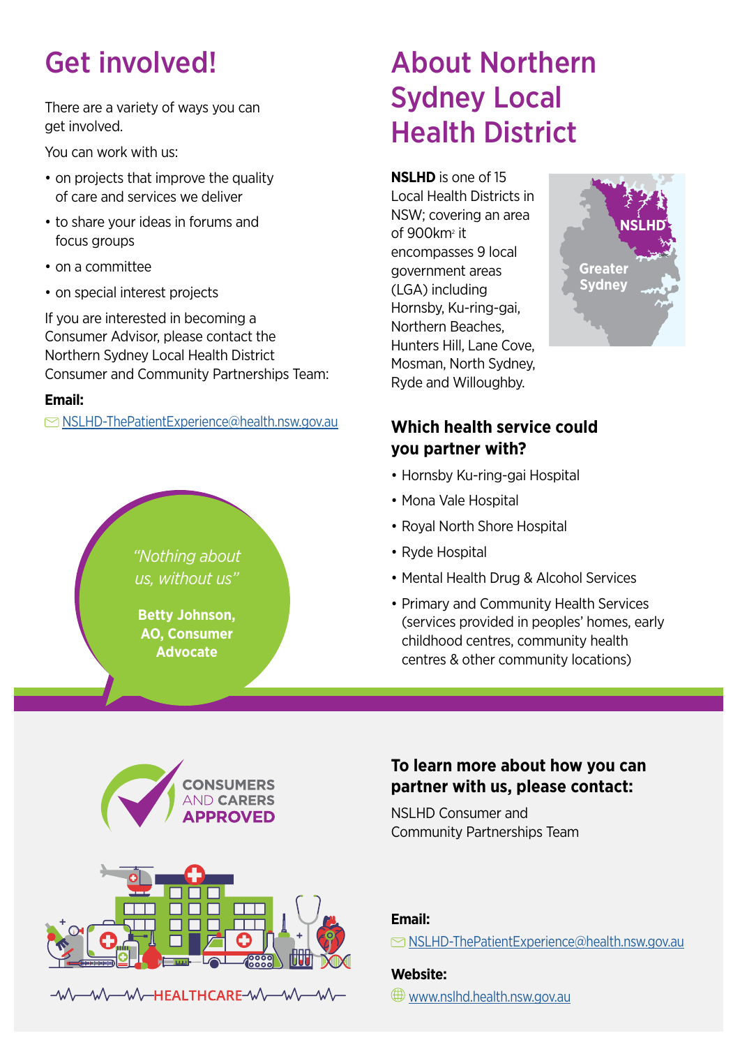# Get involved!

There are a variety of ways you can get involved.

You can work with us:

- on projects that improve the quality of care and services we deliver
- to share your ideas in forums and focus groups
- on a committee
- on special interest projects

If you are interested in becoming a Consumer Advisor, please contact the Northern Sydney Local Health District Consumer and Community Partnerships Team:

**Email:**

NSLHD-ThePatientExperience@health.nsw.gov.au

*"Nothing about us, without us"*

**Betty Johnson, AO, Consumer Advocate**

# About Northern Sydney Local Health District

**NSLHD** is one of 15 Local Health Districts in NSW; covering an area of 900km² it encompasses 9 local government areas (LGA) including Hornsby, Ku-ring-gai, Northern Beaches, Hunters Hill, Lane Cove, Mosman, North Sydney, Ryde and Willoughby.

NSLHD

Greater Sydney

## Which health service could you partner with?

- Hornsby Ku-ring-gai Hospital
- Mona Vale Hospital
- Royal North Shore Hospital
- Ryde Hospital
- Mental Health Drug & Alcohol Services
- Primary and Community Health Services (services provided in peoples' homes, early childhood centres, community health centres & other community locations)

CONSUMERS AND CARERS APPROVED

HEALTHCARE

## To learn more about how you can partner with us, please contact:

NSLHD Consumer and Community Partnerships Team

**Email:**

NSLHD-ThePatientExperience@health.nsw.gov.au

**Website:**

www.nslhd.health.nsw.gov.au